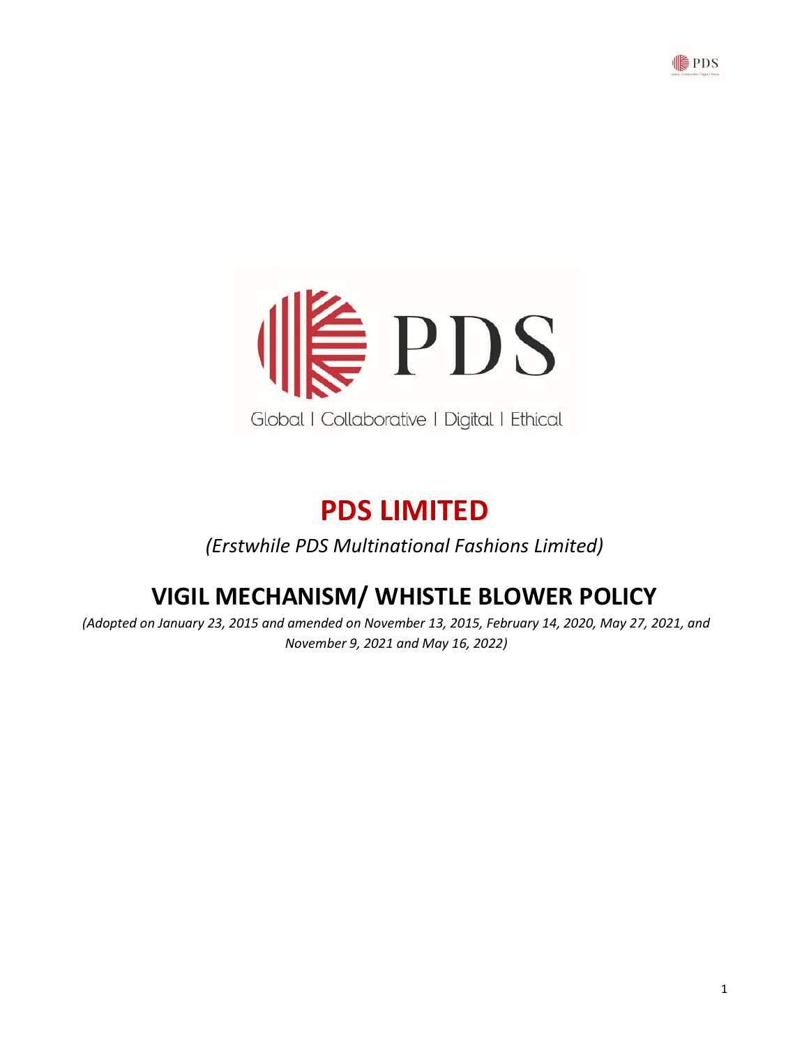# PDS LIMITED

*(Erstwhile PDS Multinational Fashions Limited)*

## VIGIL MECHANISM/ WHISTLE BLOWER POLICY

*(Adopted on January 23, 2015 and amended on November 13, 2015, February 14, 2020, May 27, 2021, and November 9, 2021 and May 16, 2022)*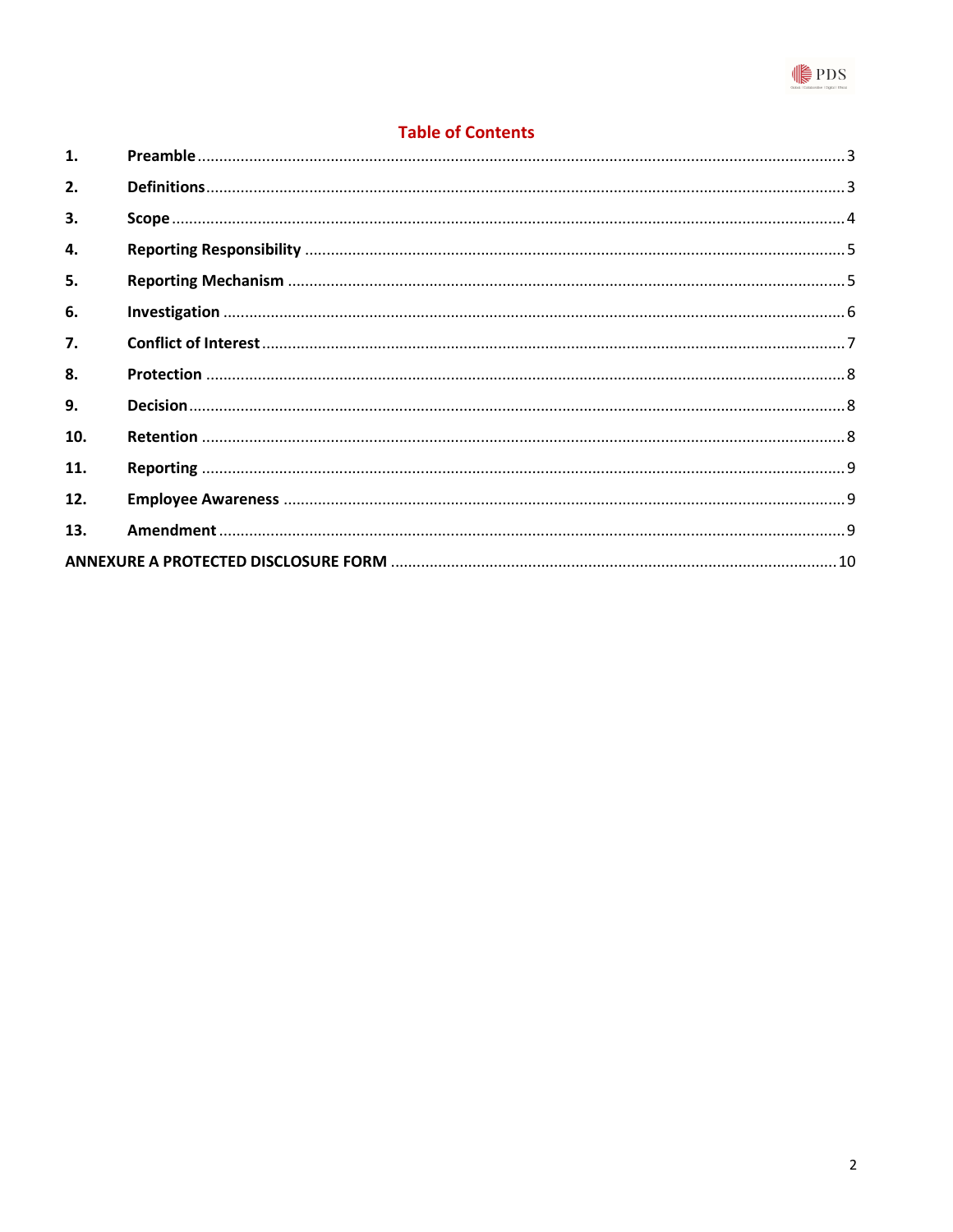## Table of Contents

| | | |
|---|---|---|
| **1.** | **Preamble** | 3 |
| **2.** | **Definitions** | 3 |
| **3.** | **Scope** | 4 |
| **4.** | **Reporting Responsibility** | 5 |
| **5.** | **Reporting Mechanism** | 5 |
| **6.** | **Investigation** | 6 |
| **7.** | **Conflict of Interest** | 7 |
| **8.** | **Protection** | 8 |
| **9.** | **Decision** | 8 |
| **10.** | **Retention** | 8 |
| **11.** | **Reporting** | 9 |
| **12.** | **Employee Awareness** | 9 |
| **13.** | **Amendment** | 9 |
| **ANNEXURE A PROTECTED DISCLOSURE FORM** | | 10 |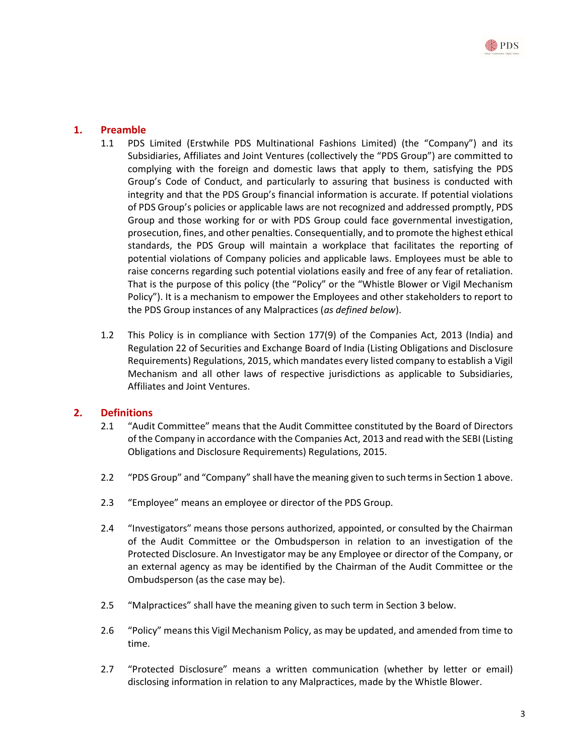## 1. Preamble

1.1 PDS Limited (Erstwhile PDS Multinational Fashions Limited) (the "Company") and its Subsidiaries, Affiliates and Joint Ventures (collectively the "PDS Group") are committed to complying with the foreign and domestic laws that apply to them, satisfying the PDS Group's Code of Conduct, and particularly to assuring that business is conducted with integrity and that the PDS Group's financial information is accurate. If potential violations of PDS Group's policies or applicable laws are not recognized and addressed promptly, PDS Group and those working for or with PDS Group could face governmental investigation, prosecution, fines, and other penalties. Consequentially, and to promote the highest ethical standards, the PDS Group will maintain a workplace that facilitates the reporting of potential violations of Company policies and applicable laws. Employees must be able to raise concerns regarding such potential violations easily and free of any fear of retaliation. That is the purpose of this policy (the "Policy" or the "Whistle Blower or Vigil Mechanism Policy"). It is a mechanism to empower the Employees and other stakeholders to report to the PDS Group instances of any Malpractices (*as defined below*).

1.2 This Policy is in compliance with Section 177(9) of the Companies Act, 2013 (India) and Regulation 22 of Securities and Exchange Board of India (Listing Obligations and Disclosure Requirements) Regulations, 2015, which mandates every listed company to establish a Vigil Mechanism and all other laws of respective jurisdictions as applicable to Subsidiaries, Affiliates and Joint Ventures.

## 2. Definitions

2.1 "Audit Committee" means that the Audit Committee constituted by the Board of Directors of the Company in accordance with the Companies Act, 2013 and read with the SEBI (Listing Obligations and Disclosure Requirements) Regulations, 2015.

2.2 "PDS Group" and "Company" shall have the meaning given to such terms in Section 1 above.

2.3 "Employee" means an employee or director of the PDS Group.

2.4 "Investigators" means those persons authorized, appointed, or consulted by the Chairman of the Audit Committee or the Ombudsperson in relation to an investigation of the Protected Disclosure. An Investigator may be any Employee or director of the Company, or an external agency as may be identified by the Chairman of the Audit Committee or the Ombudsperson (as the case may be).

2.5 "Malpractices" shall have the meaning given to such term in Section 3 below.

2.6 "Policy" means this Vigil Mechanism Policy, as may be updated, and amended from time to time.

2.7 "Protected Disclosure" means a written communication (whether by letter or email) disclosing information in relation to any Malpractices, made by the Whistle Blower.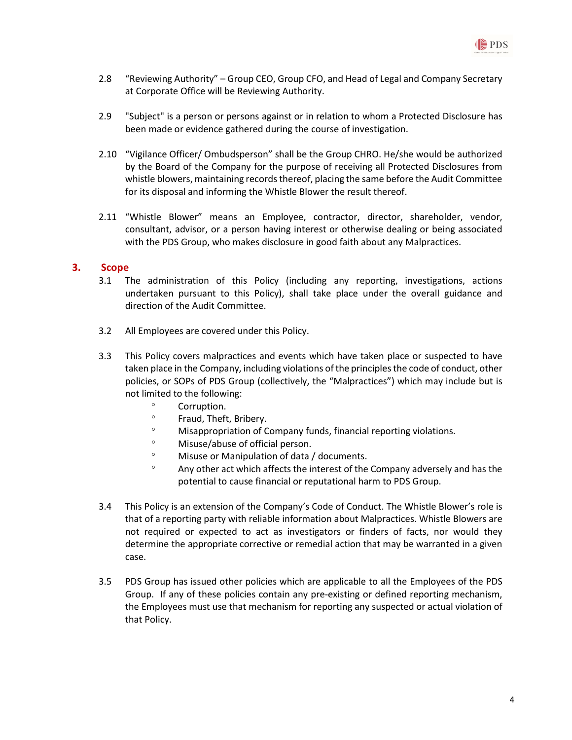2.8 "Reviewing Authority" – Group CEO, Group CFO, and Head of Legal and Company Secretary at Corporate Office will be Reviewing Authority.

2.9 "Subject" is a person or persons against or in relation to whom a Protected Disclosure has been made or evidence gathered during the course of investigation.

2.10 "Vigilance Officer/ Ombudsperson" shall be the Group CHRO. He/she would be authorized by the Board of the Company for the purpose of receiving all Protected Disclosures from whistle blowers, maintaining records thereof, placing the same before the Audit Committee for its disposal and informing the Whistle Blower the result thereof.

2.11 "Whistle Blower" means an Employee, contractor, director, shareholder, vendor, consultant, advisor, or a person having interest or otherwise dealing or being associated with the PDS Group, who makes disclosure in good faith about any Malpractices.

## 3. Scope

3.1 The administration of this Policy (including any reporting, investigations, actions undertaken pursuant to this Policy), shall take place under the overall guidance and direction of the Audit Committee.

3.2 All Employees are covered under this Policy.

3.3 This Policy covers malpractices and events which have taken place or suspected to have taken place in the Company, including violations of the principles the code of conduct, other policies, or SOPs of PDS Group (collectively, the "Malpractices") which may include but is not limited to the following:

- Corruption.
- Fraud, Theft, Bribery.
- Misappropriation of Company funds, financial reporting violations.
- Misuse/abuse of official person.
- Misuse or Manipulation of data / documents.
- Any other act which affects the interest of the Company adversely and has the potential to cause financial or reputational harm to PDS Group.

3.4 This Policy is an extension of the Company's Code of Conduct. The Whistle Blower's role is that of a reporting party with reliable information about Malpractices. Whistle Blowers are not required or expected to act as investigators or finders of facts, nor would they determine the appropriate corrective or remedial action that may be warranted in a given case.

3.5 PDS Group has issued other policies which are applicable to all the Employees of the PDS Group. If any of these policies contain any pre-existing or defined reporting mechanism, the Employees must use that mechanism for reporting any suspected or actual violation of that Policy.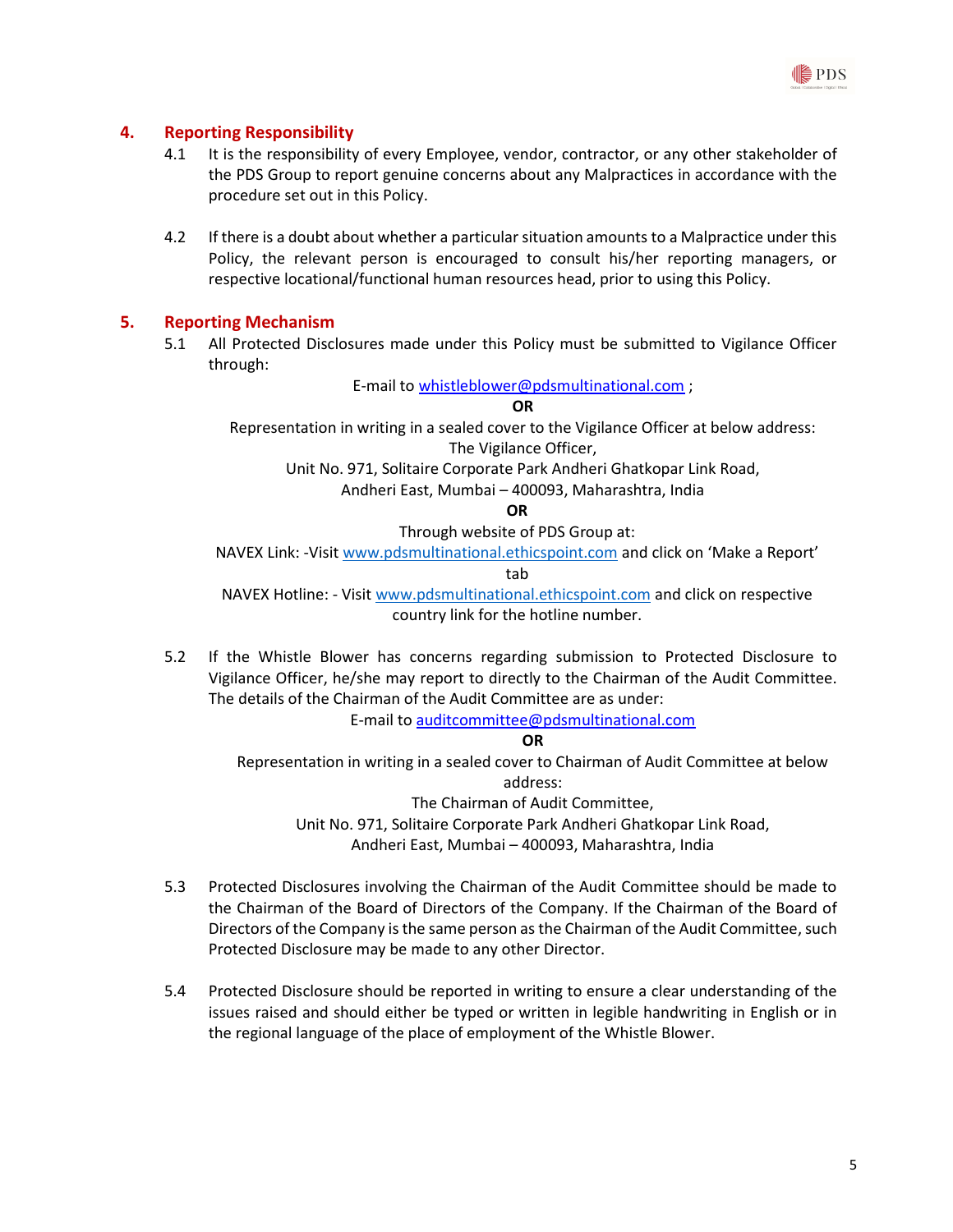## 4. Reporting Responsibility

4.1 It is the responsibility of every Employee, vendor, contractor, or any other stakeholder of the PDS Group to report genuine concerns about any Malpractices in accordance with the procedure set out in this Policy.

4.2 If there is a doubt about whether a particular situation amounts to a Malpractice under this Policy, the relevant person is encouraged to consult his/her reporting managers, or respective locational/functional human resources head, prior to using this Policy.

## 5. Reporting Mechanism

5.1 All Protected Disclosures made under this Policy must be submitted to Vigilance Officer through:

E-mail to whistleblower@pdsmultinational.com ;

**OR**

Representation in writing in a sealed cover to the Vigilance Officer at below address:
The Vigilance Officer,
Unit No. 971, Solitaire Corporate Park Andheri Ghatkopar Link Road,
Andheri East, Mumbai – 400093, Maharashtra, India

**OR**

Through website of PDS Group at:
NAVEX Link: -Visit www.pdsmultinational.ethicspoint.com and click on 'Make a Report' tab
NAVEX Hotline: - Visit www.pdsmultinational.ethicspoint.com and click on respective country link for the hotline number.

5.2 If the Whistle Blower has concerns regarding submission to Protected Disclosure to Vigilance Officer, he/she may report to directly to the Chairman of the Audit Committee. The details of the Chairman of the Audit Committee are as under:

E-mail to auditcommittee@pdsmultinational.com

**OR**

Representation in writing in a sealed cover to Chairman of Audit Committee at below address:
The Chairman of Audit Committee,
Unit No. 971, Solitaire Corporate Park Andheri Ghatkopar Link Road,
Andheri East, Mumbai – 400093, Maharashtra, India

5.3 Protected Disclosures involving the Chairman of the Audit Committee should be made to the Chairman of the Board of Directors of the Company. If the Chairman of the Board of Directors of the Company is the same person as the Chairman of the Audit Committee, such Protected Disclosure may be made to any other Director.

5.4 Protected Disclosure should be reported in writing to ensure a clear understanding of the issues raised and should either be typed or written in legible handwriting in English or in the regional language of the place of employment of the Whistle Blower.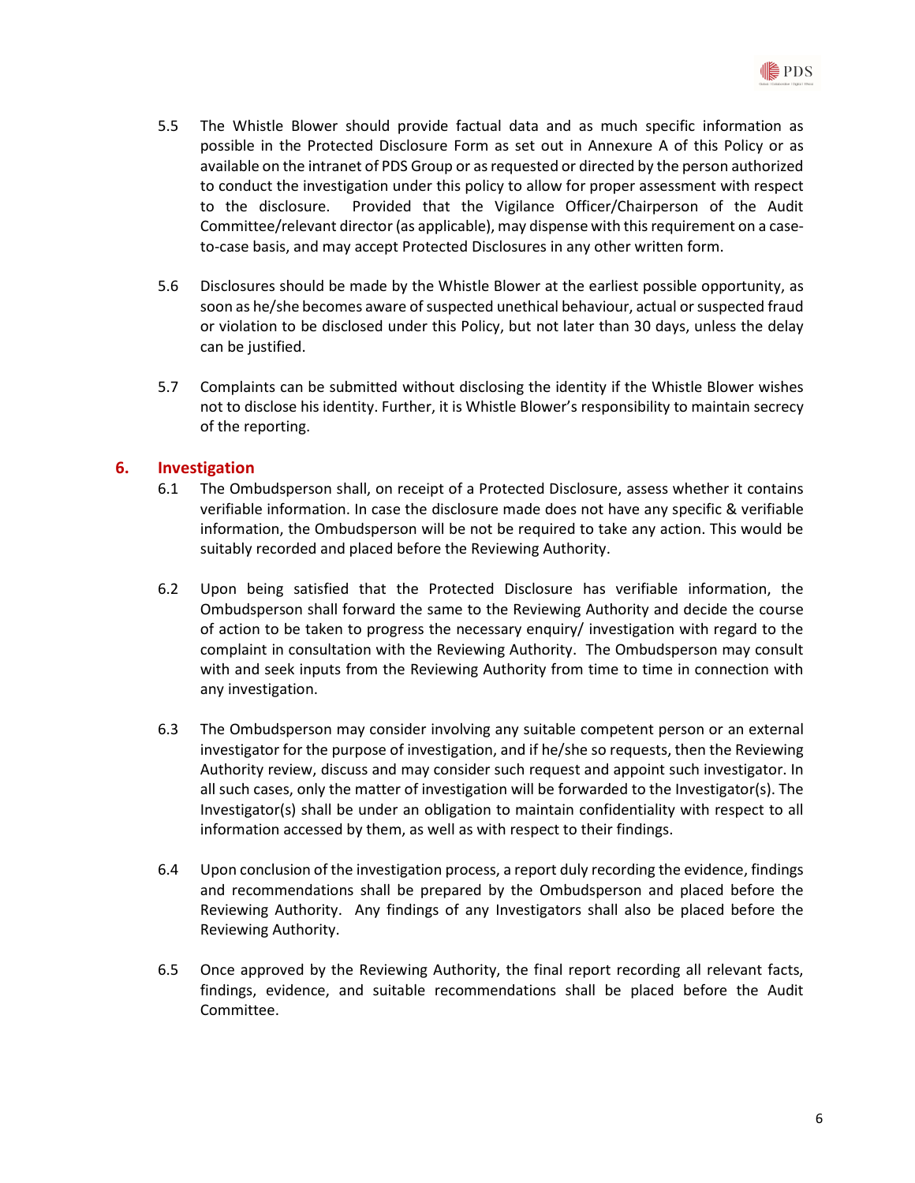5.5 The Whistle Blower should provide factual data and as much specific information as possible in the Protected Disclosure Form as set out in Annexure A of this Policy or as available on the intranet of PDS Group or as requested or directed by the person authorized to conduct the investigation under this policy to allow for proper assessment with respect to the disclosure. Provided that the Vigilance Officer/Chairperson of the Audit Committee/relevant director (as applicable), may dispense with this requirement on a case-to-case basis, and may accept Protected Disclosures in any other written form.

5.6 Disclosures should be made by the Whistle Blower at the earliest possible opportunity, as soon as he/she becomes aware of suspected unethical behaviour, actual or suspected fraud or violation to be disclosed under this Policy, but not later than 30 days, unless the delay can be justified.

5.7 Complaints can be submitted without disclosing the identity if the Whistle Blower wishes not to disclose his identity. Further, it is Whistle Blower's responsibility to maintain secrecy of the reporting.

## 6. Investigation

6.1 The Ombudsperson shall, on receipt of a Protected Disclosure, assess whether it contains verifiable information. In case the disclosure made does not have any specific & verifiable information, the Ombudsperson will be not be required to take any action. This would be suitably recorded and placed before the Reviewing Authority.

6.2 Upon being satisfied that the Protected Disclosure has verifiable information, the Ombudsperson shall forward the same to the Reviewing Authority and decide the course of action to be taken to progress the necessary enquiry/ investigation with regard to the complaint in consultation with the Reviewing Authority. The Ombudsperson may consult with and seek inputs from the Reviewing Authority from time to time in connection with any investigation.

6.3 The Ombudsperson may consider involving any suitable competent person or an external investigator for the purpose of investigation, and if he/she so requests, then the Reviewing Authority review, discuss and may consider such request and appoint such investigator. In all such cases, only the matter of investigation will be forwarded to the Investigator(s). The Investigator(s) shall be under an obligation to maintain confidentiality with respect to all information accessed by them, as well as with respect to their findings.

6.4 Upon conclusion of the investigation process, a report duly recording the evidence, findings and recommendations shall be prepared by the Ombudsperson and placed before the Reviewing Authority. Any findings of any Investigators shall also be placed before the Reviewing Authority.

6.5 Once approved by the Reviewing Authority, the final report recording all relevant facts, findings, evidence, and suitable recommendations shall be placed before the Audit Committee.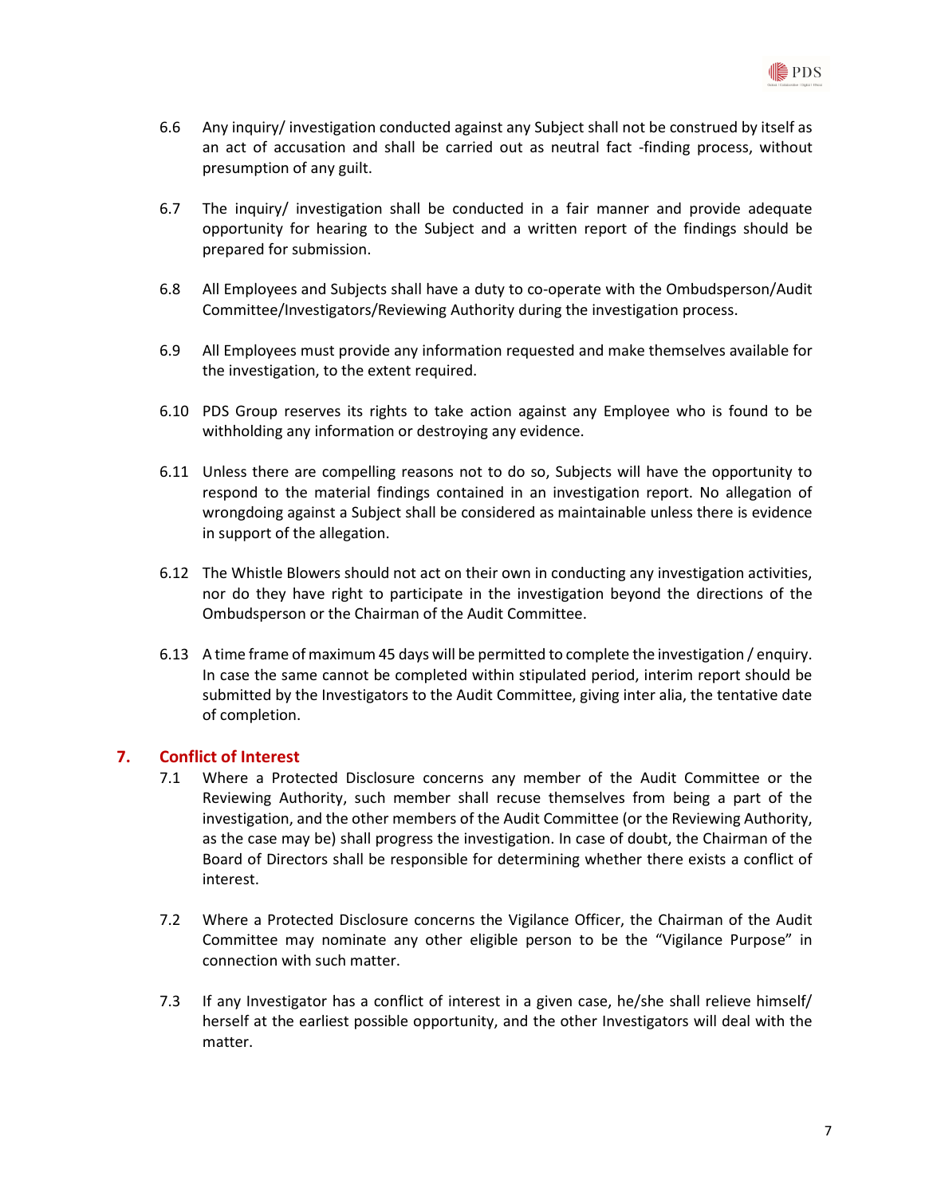6.6 Any inquiry/ investigation conducted against any Subject shall not be construed by itself as an act of accusation and shall be carried out as neutral fact -finding process, without presumption of any guilt.

6.7 The inquiry/ investigation shall be conducted in a fair manner and provide adequate opportunity for hearing to the Subject and a written report of the findings should be prepared for submission.

6.8 All Employees and Subjects shall have a duty to co-operate with the Ombudsperson/Audit Committee/Investigators/Reviewing Authority during the investigation process.

6.9 All Employees must provide any information requested and make themselves available for the investigation, to the extent required.

6.10 PDS Group reserves its rights to take action against any Employee who is found to be withholding any information or destroying any evidence.

6.11 Unless there are compelling reasons not to do so, Subjects will have the opportunity to respond to the material findings contained in an investigation report. No allegation of wrongdoing against a Subject shall be considered as maintainable unless there is evidence in support of the allegation.

6.12 The Whistle Blowers should not act on their own in conducting any investigation activities, nor do they have right to participate in the investigation beyond the directions of the Ombudsperson or the Chairman of the Audit Committee.

6.13 A time frame of maximum 45 days will be permitted to complete the investigation / enquiry. In case the same cannot be completed within stipulated period, interim report should be submitted by the Investigators to the Audit Committee, giving inter alia, the tentative date of completion.

## 7. Conflict of Interest

7.1 Where a Protected Disclosure concerns any member of the Audit Committee or the Reviewing Authority, such member shall recuse themselves from being a part of the investigation, and the other members of the Audit Committee (or the Reviewing Authority, as the case may be) shall progress the investigation. In case of doubt, the Chairman of the Board of Directors shall be responsible for determining whether there exists a conflict of interest.

7.2 Where a Protected Disclosure concerns the Vigilance Officer, the Chairman of the Audit Committee may nominate any other eligible person to be the "Vigilance Purpose" in connection with such matter.

7.3 If any Investigator has a conflict of interest in a given case, he/she shall relieve himself/ herself at the earliest possible opportunity, and the other Investigators will deal with the matter.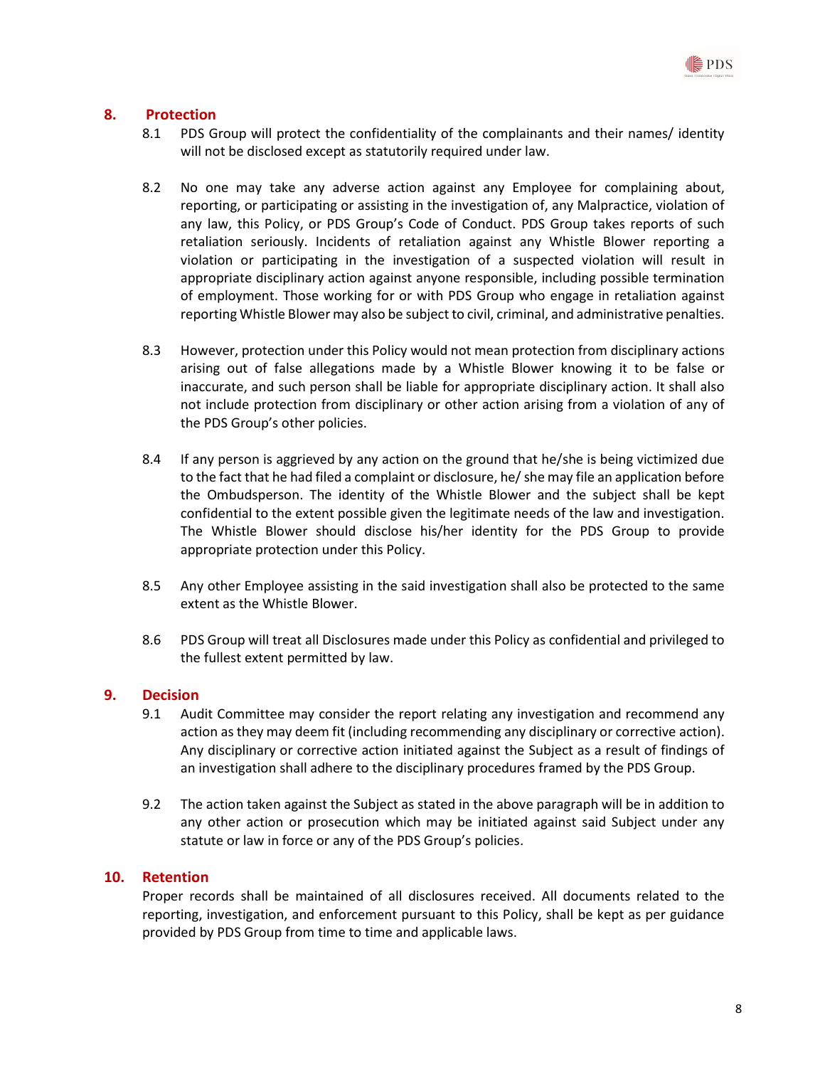## 8. Protection

8.1 PDS Group will protect the confidentiality of the complainants and their names/ identity will not be disclosed except as statutorily required under law.

8.2 No one may take any adverse action against any Employee for complaining about, reporting, or participating or assisting in the investigation of, any Malpractice, violation of any law, this Policy, or PDS Group's Code of Conduct. PDS Group takes reports of such retaliation seriously. Incidents of retaliation against any Whistle Blower reporting a violation or participating in the investigation of a suspected violation will result in appropriate disciplinary action against anyone responsible, including possible termination of employment. Those working for or with PDS Group who engage in retaliation against reporting Whistle Blower may also be subject to civil, criminal, and administrative penalties.

8.3 However, protection under this Policy would not mean protection from disciplinary actions arising out of false allegations made by a Whistle Blower knowing it to be false or inaccurate, and such person shall be liable for appropriate disciplinary action. It shall also not include protection from disciplinary or other action arising from a violation of any of the PDS Group's other policies.

8.4 If any person is aggrieved by any action on the ground that he/she is being victimized due to the fact that he had filed a complaint or disclosure, he/ she may file an application before the Ombudsperson. The identity of the Whistle Blower and the subject shall be kept confidential to the extent possible given the legitimate needs of the law and investigation. The Whistle Blower should disclose his/her identity for the PDS Group to provide appropriate protection under this Policy.

8.5 Any other Employee assisting in the said investigation shall also be protected to the same extent as the Whistle Blower.

8.6 PDS Group will treat all Disclosures made under this Policy as confidential and privileged to the fullest extent permitted by law.

## 9. Decision

9.1 Audit Committee may consider the report relating any investigation and recommend any action as they may deem fit (including recommending any disciplinary or corrective action). Any disciplinary or corrective action initiated against the Subject as a result of findings of an investigation shall adhere to the disciplinary procedures framed by the PDS Group.

9.2 The action taken against the Subject as stated in the above paragraph will be in addition to any other action or prosecution which may be initiated against said Subject under any statute or law in force or any of the PDS Group's policies.

## 10. Retention

Proper records shall be maintained of all disclosures received. All documents related to the reporting, investigation, and enforcement pursuant to this Policy, shall be kept as per guidance provided by PDS Group from time to time and applicable laws.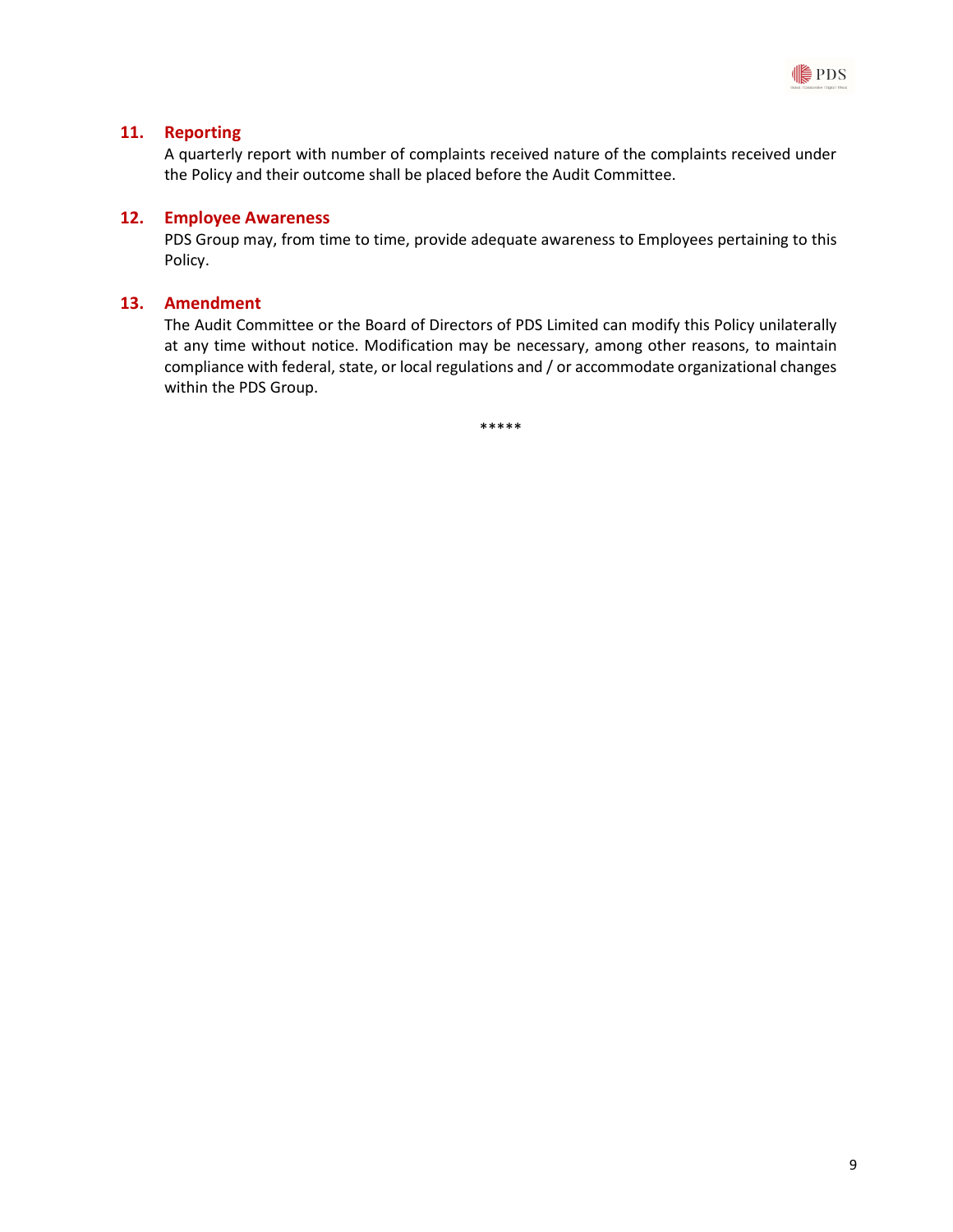## 11. Reporting

A quarterly report with number of complaints received nature of the complaints received under the Policy and their outcome shall be placed before the Audit Committee.

## 12. Employee Awareness

PDS Group may, from time to time, provide adequate awareness to Employees pertaining to this Policy.

## 13. Amendment

The Audit Committee or the Board of Directors of PDS Limited can modify this Policy unilaterally at any time without notice. Modification may be necessary, among other reasons, to maintain compliance with federal, state, or local regulations and / or accommodate organizational changes within the PDS Group.

*****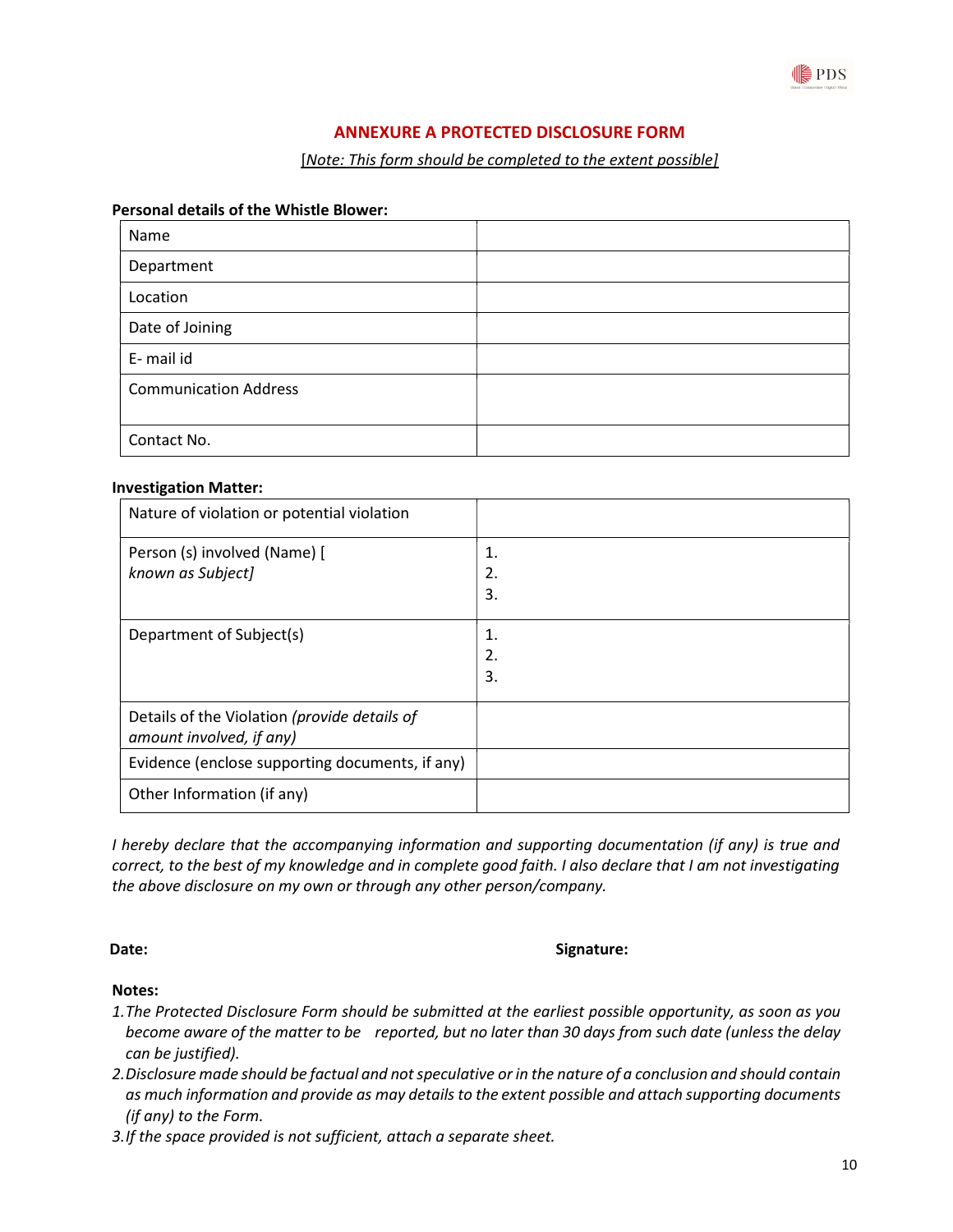## ANNEXURE A PROTECTED DISCLOSURE FORM

[*Note: This form should be completed to the extent possible*]

**Personal details of the Whistle Blower:**

| | |
|---|---|
| Name | |
| Department | |
| Location | |
| Date of Joining | |
| E- mail id | |
| Communication Address | |
| Contact No. | |

**Investigation Matter:**

| | |
|---|---|
| Nature of violation or potential violation | |
| Person (s) involved (Name) [ *known as Subject]* | 1.<br>2.<br>3. |
| Department of Subject(s) | 1.<br>2.<br>3. |
| Details of the Violation *(provide details of amount involved, if any)* | |
| Evidence (enclose supporting documents, if any) | |
| Other Information (if any) | |

*I hereby declare that the accompanying information and supporting documentation (if any) is true and correct, to the best of my knowledge and in complete good faith. I also declare that I am not investigating the above disclosure on my own or through any other person/company.*

**Date:** **Signature:**

**Notes:**

1. *The Protected Disclosure Form should be submitted at the earliest possible opportunity, as soon as you become aware of the matter to be reported, but no later than 30 days from such date (unless the delay can be justified).*
2. *Disclosure made should be factual and not speculative or in the nature of a conclusion and should contain as much information and provide as may details to the extent possible and attach supporting documents (if any) to the Form.*
3. *If the space provided is not sufficient, attach a separate sheet.*